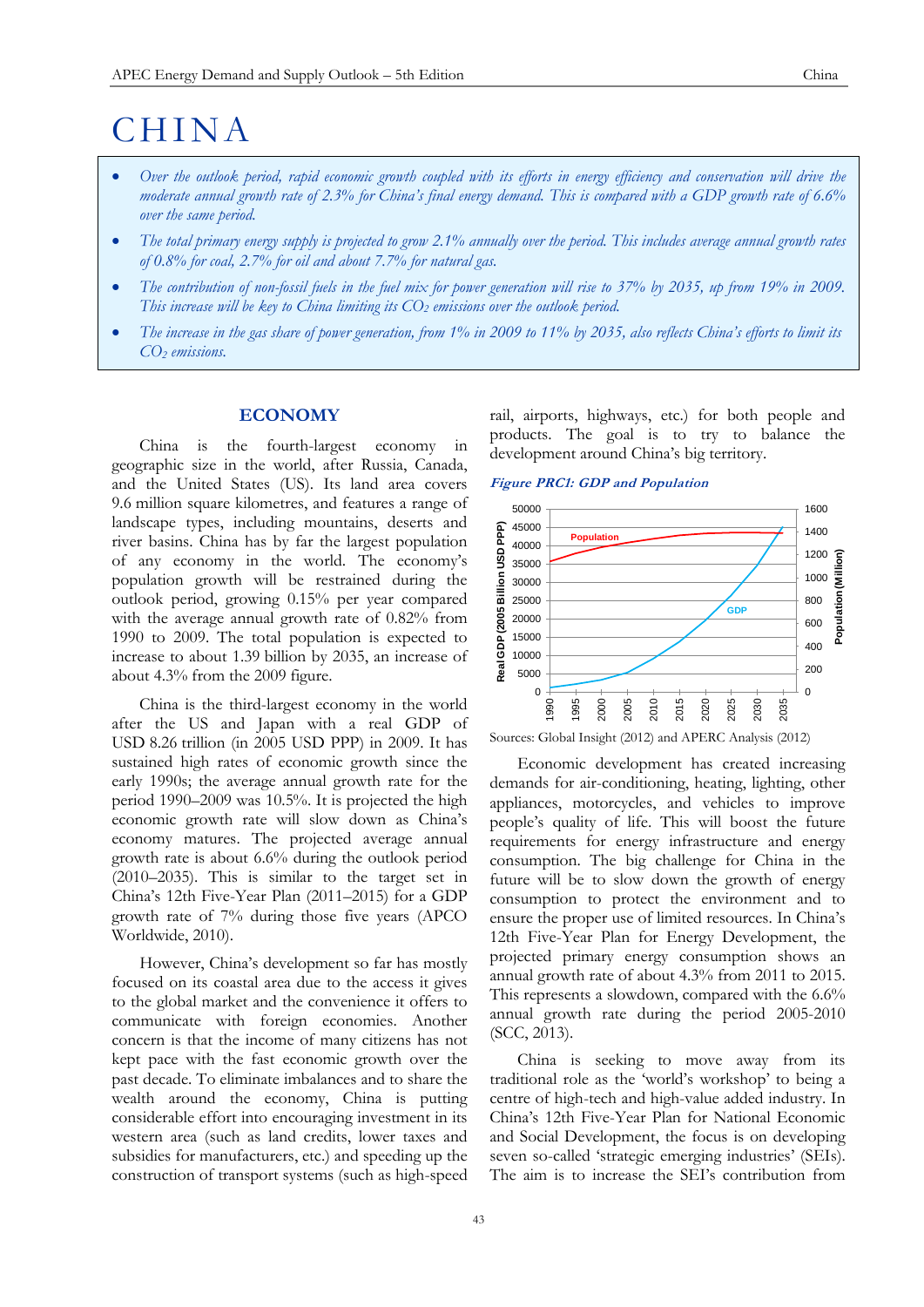# CHINA

- *Over the outlook period, rapid economic growth coupled with its efforts in energy efficiency and conservation will drive the moderate annual growth rate of 2.3% for China's final energy demand. This is compared with a GDP growth rate of 6.6% over the same period.*
- *The total primary energy supply is projected to grow 2.1% annually over the period. This includes average annual growth rates of 0.8% for coal, 2.7% for oil and about 7.7% for natural gas.*
- *The contribution of non-fossil fuels in the fuel mix for power generation will rise to 37% by 2035, up from 19% in 2009. This increase will be key to China limiting its $CO_2$ emissions over the outlook period.*
- *The increase in the gas share of power generation, from 1% in 2009 to 11% by 2035, also reflects China's efforts to limit its $CO_2$ emissions.*

## ECONOMY

China is the fourth-largest economy in geographic size in the world, after Russia, Canada, and the United States (US). Its land area covers 9.6 million square kilometres, and features a range of landscape types, including mountains, deserts and river basins. China has by far the largest population of any economy in the world. The economy's population growth will be restrained during the outlook period, growing 0.15% per year compared with the average annual growth rate of 0.82% from 1990 to 2009. The total population is expected to increase to about 1.39 billion by 2035, an increase of about 4.3% from the 2009 figure.

China is the third-largest economy in the world after the US and Japan with a real GDP of USD 8.26 trillion (in 2005 USD PPP) in 2009. It has sustained high rates of economic growth since the early 1990s; the average annual growth rate for the period 1990–2009 was 10.5%. It is projected the high economic growth rate will slow down as China's economy matures. The projected average annual growth rate is about 6.6% during the outlook period (2010–2035). This is similar to the target set in China's 12th Five-Year Plan (2011–2015) for a GDP growth rate of 7% during those five years (APCO Worldwide, 2010).

However, China's development so far has mostly focused on its coastal area due to the access it gives to the global market and the convenience it offers to communicate with foreign economies. Another concern is that the income of many citizens has not kept pace with the fast economic growth over the past decade. To eliminate imbalances and to share the wealth around the economy, China is putting considerable effort into encouraging investment in its western area (such as land credits, lower taxes and subsidies for manufacturers, etc.) and speeding up the construction of transport systems (such as high-speed rail, airports, highways, etc.) for both people and products. The goal is to try to balance the development around China's big territory.

***Figure PRC1: GDP and Population***

Sources: Global Insight (2012) and APERC Analysis (2012)

Economic development has created increasing demands for air-conditioning, heating, lighting, other appliances, motorcycles, and vehicles to improve people's quality of life. This will boost the future requirements for energy infrastructure and energy consumption. The big challenge for China in the future will be to slow down the growth of energy consumption to protect the environment and to ensure the proper use of limited resources. In China's 12th Five-Year Plan for Energy Development, the projected primary energy consumption shows an annual growth rate of about 4.3% from 2011 to 2015. This represents a slowdown, compared with the 6.6% annual growth rate during the period 2005-2010 (SCC, 2013).

China is seeking to move away from its traditional role as the 'world's workshop' to being a centre of high-tech and high-value added industry. In China's 12th Five-Year Plan for National Economic and Social Development, the focus is on developing seven so-called 'strategic emerging industries' (SEIs). The aim is to increase the SEI's contribution from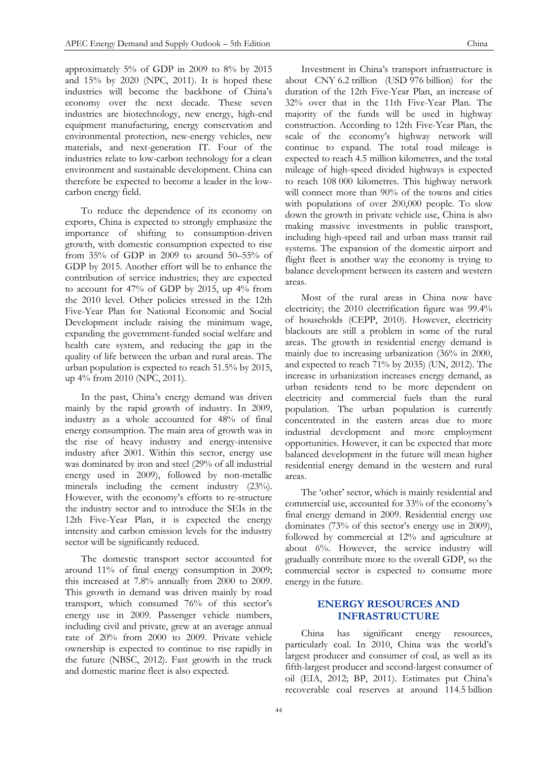approximately 5% of GDP in 2009 to 8% by 2015 and 15% by 2020 (NPC, 2011). It is hoped these industries will become the backbone of China's economy over the next decade. These seven industries are biotechnology, new energy, high-end equipment manufacturing, energy conservation and environmental protection, new-energy vehicles, new materials, and next-generation IT. Four of the industries relate to low-carbon technology for a clean environment and sustainable development. China can therefore be expected to become a leader in the low-carbon energy field.

To reduce the dependence of its economy on exports, China is expected to strongly emphasize the importance of shifting to consumption-driven growth, with domestic consumption expected to rise from 35% of GDP in 2009 to around 50–55% of GDP by 2015. Another effort will be to enhance the contribution of service industries; they are expected to account for 47% of GDP by 2015, up 4% from the 2010 level. Other policies stressed in the 12th Five-Year Plan for National Economic and Social Development include raising the minimum wage, expanding the government-funded social welfare and health care system, and reducing the gap in the quality of life between the urban and rural areas. The urban population is expected to reach 51.5% by 2015, up 4% from 2010 (NPC, 2011).

In the past, China's energy demand was driven mainly by the rapid growth of industry. In 2009, industry as a whole accounted for 48% of final energy consumption. The main area of growth was in the rise of heavy industry and energy-intensive industry after 2001. Within this sector, energy use was dominated by iron and steel (29% of all industrial energy used in 2009), followed by non-metallic minerals including the cement industry (23%). However, with the economy's efforts to re-structure the industry sector and to introduce the SEIs in the 12th Five-Year Plan, it is expected the energy intensity and carbon emission levels for the industry sector will be significantly reduced.

The domestic transport sector accounted for around 11% of final energy consumption in 2009; this increased at 7.8% annually from 2000 to 2009. This growth in demand was driven mainly by road transport, which consumed 76% of this sector's energy use in 2009. Passenger vehicle numbers, including civil and private, grew at an average annual rate of 20% from 2000 to 2009. Private vehicle ownership is expected to continue to rise rapidly in the future (NBSC, 2012). Fast growth in the truck and domestic marine fleet is also expected.

Investment in China's transport infrastructure is about CNY 6.2 trillion (USD 976 billion) for the duration of the 12th Five-Year Plan, an increase of 32% over that in the 11th Five-Year Plan. The majority of the funds will be used in highway construction. According to 12th Five-Year Plan, the scale of the economy's highway network will continue to expand. The total road mileage is expected to reach 4.5 million kilometres, and the total mileage of high-speed divided highways is expected to reach 108 000 kilometres. This highway network will connect more than 90% of the towns and cities with populations of over 200,000 people. To slow down the growth in private vehicle use, China is also making massive investments in public transport, including high-speed rail and urban mass transit rail systems. The expansion of the domestic airport and flight fleet is another way the economy is trying to balance development between its eastern and western areas.

Most of the rural areas in China now have electricity; the 2010 electrification figure was 99.4% of households (CEPP, 2010). However, electricity blackouts are still a problem in some of the rural areas. The growth in residential energy demand is mainly due to increasing urbanization (36% in 2000, and expected to reach 71% by 2035) (UN, 2012). The increase in urbanization increases energy demand, as urban residents tend to be more dependent on electricity and commercial fuels than the rural population. The urban population is currently concentrated in the eastern areas due to more industrial development and more employment opportunities. However, it can be expected that more balanced development in the future will mean higher residential energy demand in the western and rural areas.

The 'other' sector, which is mainly residential and commercial use, accounted for 33% of the economy's final energy demand in 2009. Residential energy use dominates (73% of this sector's energy use in 2009), followed by commercial at 12% and agriculture at about 6%. However, the service industry will gradually contribute more to the overall GDP, so the commercial sector is expected to consume more energy in the future.

## ENERGY RESOURCES AND INFRASTRUCTURE

China has significant energy resources, particularly coal. In 2010, China was the world's largest producer and consumer of coal, as well as its fifth-largest producer and second-largest consumer of oil (EIA, 2012; BP, 2011). Estimates put China's recoverable coal reserves at around 114.5 billion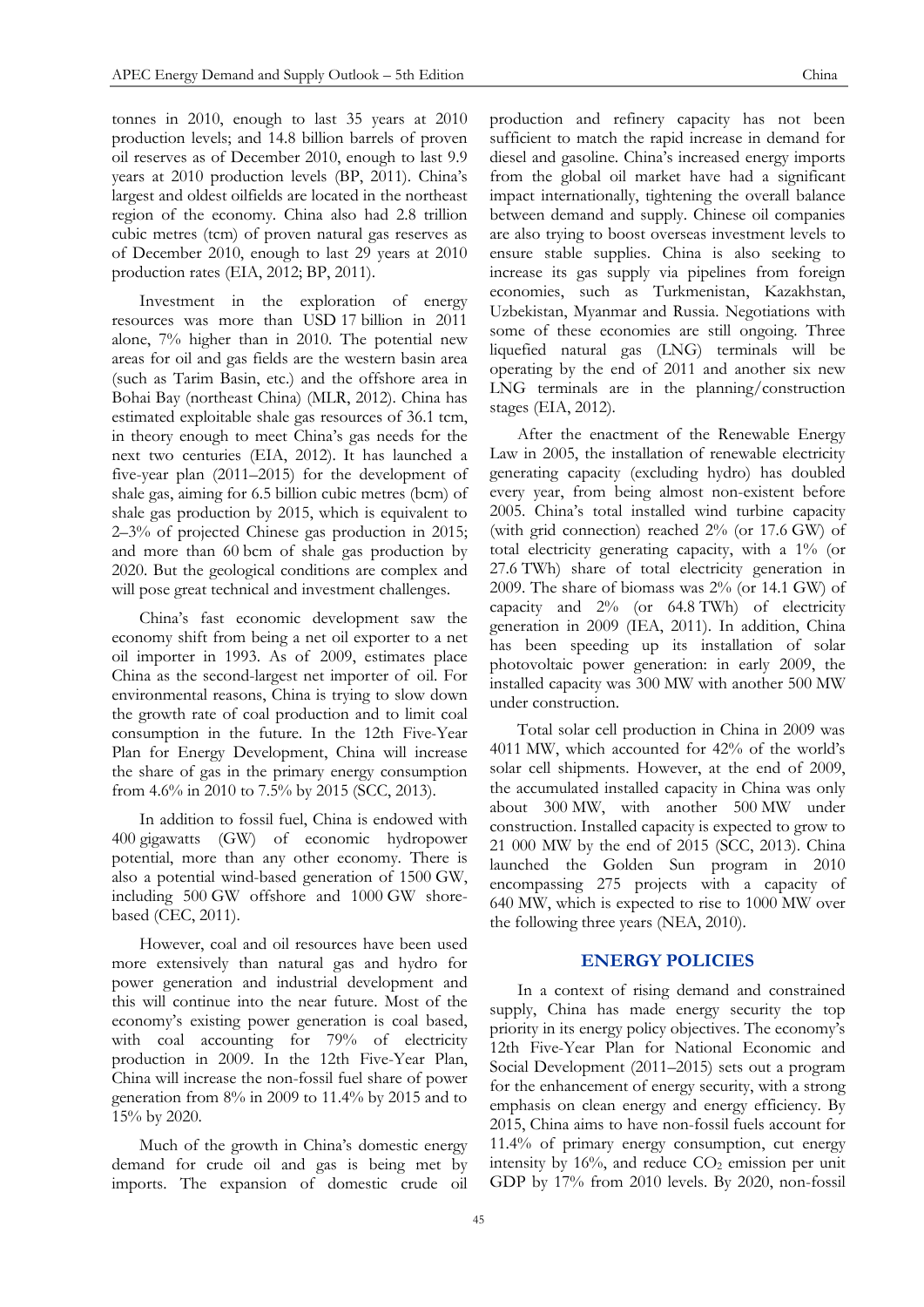tonnes in 2010, enough to last 35 years at 2010 production levels; and 14.8 billion barrels of proven oil reserves as of December 2010, enough to last 9.9 years at 2010 production levels (BP, 2011). China's largest and oldest oilfields are located in the northeast region of the economy. China also had 2.8 trillion cubic metres (tcm) of proven natural gas reserves as of December 2010, enough to last 29 years at 2010 production rates (EIA, 2012; BP, 2011).

Investment in the exploration of energy resources was more than USD 17 billion in 2011 alone, 7% higher than in 2010. The potential new areas for oil and gas fields are the western basin area (such as Tarim Basin, etc.) and the offshore area in Bohai Bay (northeast China) (MLR, 2012). China has estimated exploitable shale gas resources of 36.1 tcm, in theory enough to meet China's gas needs for the next two centuries (EIA, 2012). It has launched a five-year plan (2011–2015) for the development of shale gas, aiming for 6.5 billion cubic metres (bcm) of shale gas production by 2015, which is equivalent to 2–3% of projected Chinese gas production in 2015; and more than 60 bcm of shale gas production by 2020. But the geological conditions are complex and will pose great technical and investment challenges.

China's fast economic development saw the economy shift from being a net oil exporter to a net oil importer in 1993. As of 2009, estimates place China as the second-largest net importer of oil. For environmental reasons, China is trying to slow down the growth rate of coal production and to limit coal consumption in the future. In the 12th Five-Year Plan for Energy Development, China will increase the share of gas in the primary energy consumption from 4.6% in 2010 to 7.5% by 2015 (SCC, 2013).

In addition to fossil fuel, China is endowed with 400 gigawatts (GW) of economic hydropower potential, more than any other economy. There is also a potential wind-based generation of 1500 GW, including 500 GW offshore and 1000 GW shore-based (CEC, 2011).

However, coal and oil resources have been used more extensively than natural gas and hydro for power generation and industrial development and this will continue into the near future. Most of the economy's existing power generation is coal based, with coal accounting for 79% of electricity production in 2009. In the 12th Five-Year Plan, China will increase the non-fossil fuel share of power generation from 8% in 2009 to 11.4% by 2015 and to 15% by 2020.

Much of the growth in China's domestic energy demand for crude oil and gas is being met by imports. The expansion of domestic crude oil production and refinery capacity has not been sufficient to match the rapid increase in demand for diesel and gasoline. China's increased energy imports from the global oil market have had a significant impact internationally, tightening the overall balance between demand and supply. Chinese oil companies are also trying to boost overseas investment levels to ensure stable supplies. China is also seeking to increase its gas supply via pipelines from foreign economies, such as Turkmenistan, Kazakhstan, Uzbekistan, Myanmar and Russia. Negotiations with some of these economies are still ongoing. Three liquefied natural gas (LNG) terminals will be operating by the end of 2011 and another six new LNG terminals are in the planning/construction stages (EIA, 2012).

After the enactment of the Renewable Energy Law in 2005, the installation of renewable electricity generating capacity (excluding hydro) has doubled every year, from being almost non-existent before 2005. China's total installed wind turbine capacity (with grid connection) reached 2% (or 17.6 GW) of total electricity generating capacity, with a 1% (or 27.6 TWh) share of total electricity generation in 2009. The share of biomass was 2% (or 14.1 GW) of capacity and 2% (or 64.8 TWh) of electricity generation in 2009 (IEA, 2011). In addition, China has been speeding up its installation of solar photovoltaic power generation: in early 2009, the installed capacity was 300 MW with another 500 MW under construction.

Total solar cell production in China in 2009 was 4011 MW, which accounted for 42% of the world's solar cell shipments. However, at the end of 2009, the accumulated installed capacity in China was only about 300 MW, with another 500 MW under construction. Installed capacity is expected to grow to 21 000 MW by the end of 2015 (SCC, 2013). China launched the Golden Sun program in 2010 encompassing 275 projects with a capacity of 640 MW, which is expected to rise to 1000 MW over the following three years (NEA, 2010).

## ENERGY POLICIES

In a context of rising demand and constrained supply, China has made energy security the top priority in its energy policy objectives. The economy's 12th Five-Year Plan for National Economic and Social Development (2011–2015) sets out a program for the enhancement of energy security, with a strong emphasis on clean energy and energy efficiency. By 2015, China aims to have non-fossil fuels account for 11.4% of primary energy consumption, cut energy intensity by 16%, and reduce $CO_2$ emission per unit GDP by 17% from 2010 levels. By 2020, non-fossil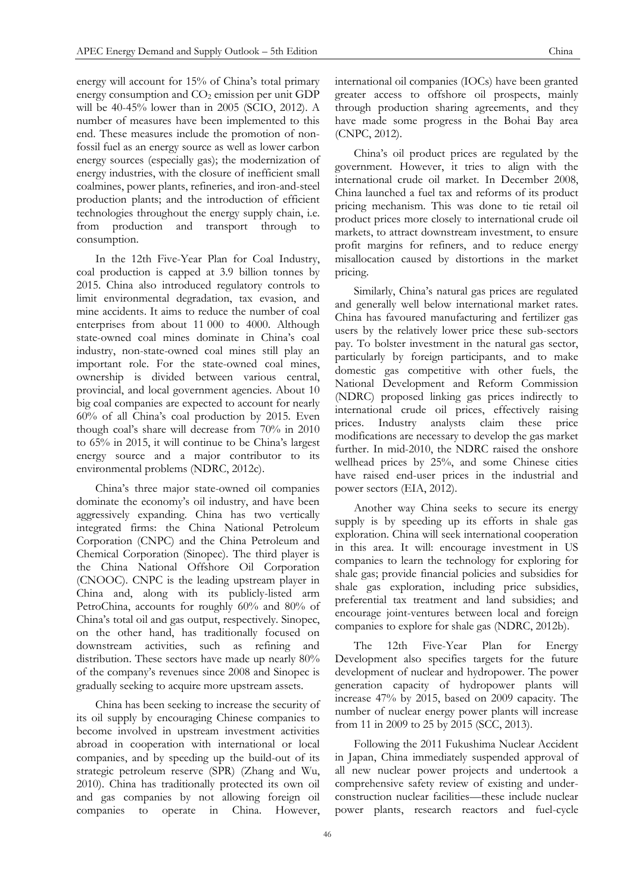energy will account for 15% of China's total primary energy consumption and $CO_2$ emission per unit GDP will be 40-45% lower than in 2005 (SCIO, 2012). A number of measures have been implemented to this end. These measures include the promotion of non-fossil fuel as an energy source as well as lower carbon energy sources (especially gas); the modernization of energy industries, with the closure of inefficient small coalmines, power plants, refineries, and iron-and-steel production plants; and the introduction of efficient technologies throughout the energy supply chain, i.e. from production and transport through to consumption.

In the 12th Five-Year Plan for Coal Industry, coal production is capped at 3.9 billion tonnes by 2015. China also introduced regulatory controls to limit environmental degradation, tax evasion, and mine accidents. It aims to reduce the number of coal enterprises from about 11 000 to 4000. Although state-owned coal mines dominate in China's coal industry, non-state-owned coal mines still play an important role. For the state-owned coal mines, ownership is divided between various central, provincial, and local government agencies. About 10 big coal companies are expected to account for nearly 60% of all China's coal production by 2015. Even though coal's share will decrease from 70% in 2010 to 65% in 2015, it will continue to be China's largest energy source and a major contributor to its environmental problems (NDRC, 2012c).

China's three major state-owned oil companies dominate the economy's oil industry, and have been aggressively expanding. China has two vertically integrated firms: the China National Petroleum Corporation (CNPC) and the China Petroleum and Chemical Corporation (Sinopec). The third player is the China National Offshore Oil Corporation (CNOOC). CNPC is the leading upstream player in China and, along with its publicly-listed arm PetroChina, accounts for roughly 60% and 80% of China's total oil and gas output, respectively. Sinopec, on the other hand, has traditionally focused on downstream activities, such as refining and distribution. These sectors have made up nearly 80% of the company's revenues since 2008 and Sinopec is gradually seeking to acquire more upstream assets.

China has been seeking to increase the security of its oil supply by encouraging Chinese companies to become involved in upstream investment activities abroad in cooperation with international or local companies, and by speeding up the build-out of its strategic petroleum reserve (SPR) (Zhang and Wu, 2010). China has traditionally protected its own oil and gas companies by not allowing foreign oil companies to operate in China. However, international oil companies (IOCs) have been granted greater access to offshore oil prospects, mainly through production sharing agreements, and they have made some progress in the Bohai Bay area (CNPC, 2012).

China's oil product prices are regulated by the government. However, it tries to align with the international crude oil market. In December 2008, China launched a fuel tax and reforms of its product pricing mechanism. This was done to tie retail oil product prices more closely to international crude oil markets, to attract downstream investment, to ensure profit margins for refiners, and to reduce energy misallocation caused by distortions in the market pricing.

Similarly, China's natural gas prices are regulated and generally well below international market rates. China has favoured manufacturing and fertilizer gas users by the relatively lower price these sub-sectors pay. To bolster investment in the natural gas sector, particularly by foreign participants, and to make domestic gas competitive with other fuels, the National Development and Reform Commission (NDRC) proposed linking gas prices indirectly to international crude oil prices, effectively raising prices. Industry analysts claim these price modifications are necessary to develop the gas market further. In mid-2010, the NDRC raised the onshore wellhead prices by 25%, and some Chinese cities have raised end-user prices in the industrial and power sectors (EIA, 2012).

Another way China seeks to secure its energy supply is by speeding up its efforts in shale gas exploration. China will seek international cooperation in this area. It will: encourage investment in US companies to learn the technology for exploring for shale gas; provide financial policies and subsidies for shale gas exploration, including price subsidies, preferential tax treatment and land subsidies; and encourage joint-ventures between local and foreign companies to explore for shale gas (NDRC, 2012b).

The 12th Five-Year Plan for Energy Development also specifies targets for the future development of nuclear and hydropower. The power generation capacity of hydropower plants will increase 47% by 2015, based on 2009 capacity. The number of nuclear energy power plants will increase from 11 in 2009 to 25 by 2015 (SCC, 2013).

Following the 2011 Fukushima Nuclear Accident in Japan, China immediately suspended approval of all new nuclear power projects and undertook a comprehensive safety review of existing and under-construction nuclear facilities—these include nuclear power plants, research reactors and fuel-cycle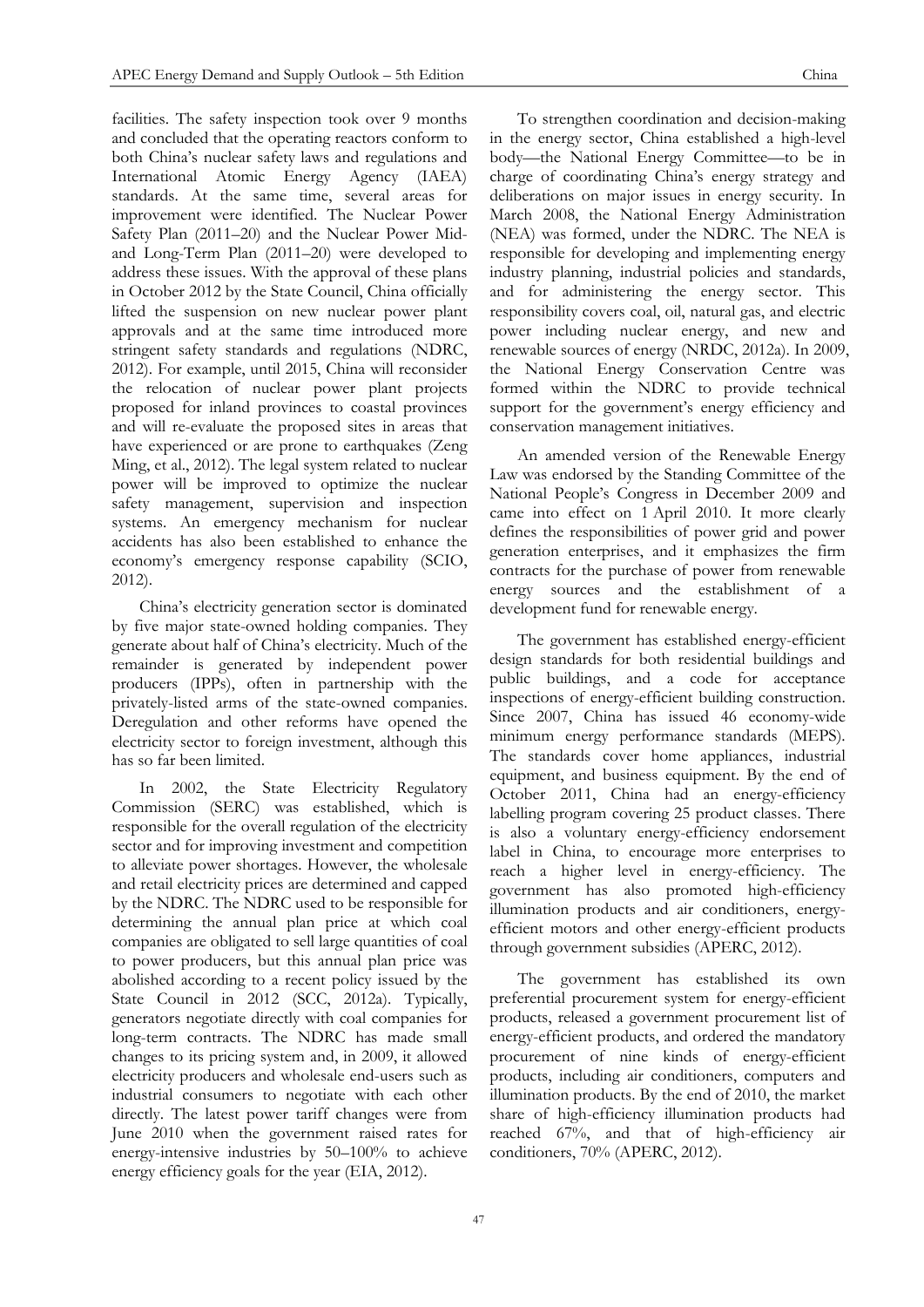facilities. The safety inspection took over 9 months and concluded that the operating reactors conform to both China's nuclear safety laws and regulations and International Atomic Energy Agency (IAEA) standards. At the same time, several areas for improvement were identified. The Nuclear Power Safety Plan (2011–20) and the Nuclear Power Mid- and Long-Term Plan (2011–20) were developed to address these issues. With the approval of these plans in October 2012 by the State Council, China officially lifted the suspension on new nuclear power plant approvals and at the same time introduced more stringent safety standards and regulations (NDRC, 2012). For example, until 2015, China will reconsider the relocation of nuclear power plant projects proposed for inland provinces to coastal provinces and will re-evaluate the proposed sites in areas that have experienced or are prone to earthquakes (Zeng Ming, et al., 2012). The legal system related to nuclear power will be improved to optimize the nuclear safety management, supervision and inspection systems. An emergency mechanism for nuclear accidents has also been established to enhance the economy's emergency response capability (SCIO, 2012).

China's electricity generation sector is dominated by five major state-owned holding companies. They generate about half of China's electricity. Much of the remainder is generated by independent power producers (IPPs), often in partnership with the privately-listed arms of the state-owned companies. Deregulation and other reforms have opened the electricity sector to foreign investment, although this has so far been limited.

In 2002, the State Electricity Regulatory Commission (SERC) was established, which is responsible for the overall regulation of the electricity sector and for improving investment and competition to alleviate power shortages. However, the wholesale and retail electricity prices are determined and capped by the NDRC. The NDRC used to be responsible for determining the annual plan price at which coal companies are obligated to sell large quantities of coal to power producers, but this annual plan price was abolished according to a recent policy issued by the State Council in 2012 (SCC, 2012a). Typically, generators negotiate directly with coal companies for long-term contracts. The NDRC has made small changes to its pricing system and, in 2009, it allowed electricity producers and wholesale end-users such as industrial consumers to negotiate with each other directly. The latest power tariff changes were from June 2010 when the government raised rates for energy-intensive industries by 50–100% to achieve energy efficiency goals for the year (EIA, 2012).

To strengthen coordination and decision-making in the energy sector, China established a high-level body—the National Energy Committee—to be in charge of coordinating China's energy strategy and deliberations on major issues in energy security. In March 2008, the National Energy Administration (NEA) was formed, under the NDRC. The NEA is responsible for developing and implementing energy industry planning, industrial policies and standards, and for administering the energy sector. This responsibility covers coal, oil, natural gas, and electric power including nuclear energy, and new and renewable sources of energy (NRDC, 2012a). In 2009, the National Energy Conservation Centre was formed within the NDRC to provide technical support for the government's energy efficiency and conservation management initiatives.

An amended version of the Renewable Energy Law was endorsed by the Standing Committee of the National People's Congress in December 2009 and came into effect on 1 April 2010. It more clearly defines the responsibilities of power grid and power generation enterprises, and it emphasizes the firm contracts for the purchase of power from renewable energy sources and the establishment of a development fund for renewable energy.

The government has established energy-efficient design standards for both residential buildings and public buildings, and a code for acceptance inspections of energy-efficient building construction. Since 2007, China has issued 46 economy-wide minimum energy performance standards (MEPS). The standards cover home appliances, industrial equipment, and business equipment. By the end of October 2011, China had an energy-efficiency labelling program covering 25 product classes. There is also a voluntary energy-efficiency endorsement label in China, to encourage more enterprises to reach a higher level in energy-efficiency. The government has also promoted high-efficiency illumination products and air conditioners, energy-efficient motors and other energy-efficient products through government subsidies (APERC, 2012).

The government has established its own preferential procurement system for energy-efficient products, released a government procurement list of energy-efficient products, and ordered the mandatory procurement of nine kinds of energy-efficient products, including air conditioners, computers and illumination products. By the end of 2010, the market share of high-efficiency illumination products had reached 67%, and that of high-efficiency air conditioners, 70% (APERC, 2012).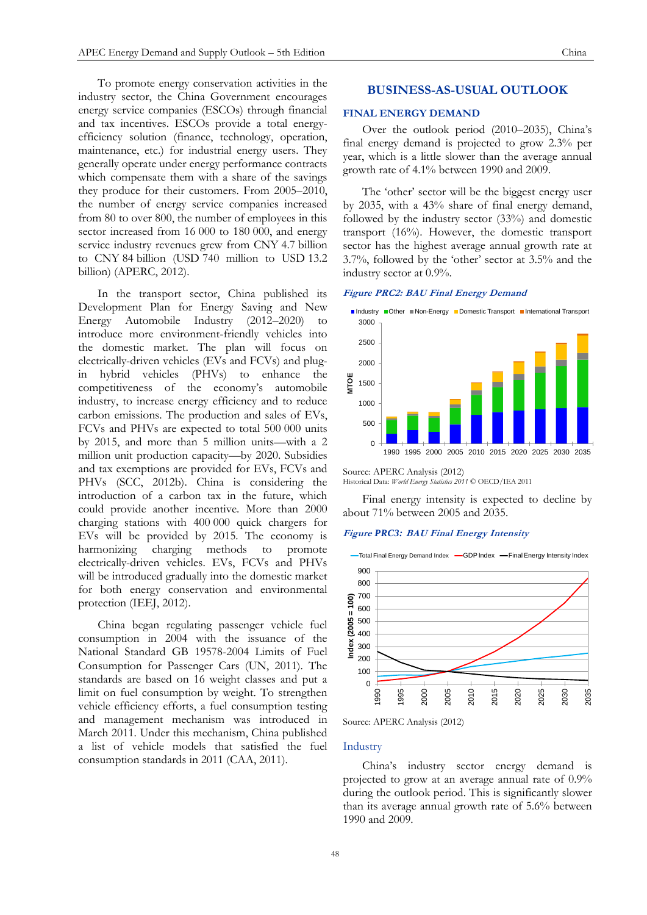To promote energy conservation activities in the industry sector, the China Government encourages energy service companies (ESCOs) through financial and tax incentives. ESCOs provide a total energy-efficiency solution (finance, technology, operation, maintenance, etc.) for industrial energy users. They generally operate under energy performance contracts which compensate them with a share of the savings they produce for their customers. From 2005–2010, the number of energy service companies increased from 80 to over 800, the number of employees in this sector increased from 16 000 to 180 000, and energy service industry revenues grew from CNY 4.7 billion to CNY 84 billion (USD 740 million to USD 13.2 billion) (APERC, 2012).

In the transport sector, China published its Development Plan for Energy Saving and New Energy Automobile Industry (2012–2020) to introduce more environment-friendly vehicles into the domestic market. The plan will focus on electrically-driven vehicles (EVs and FCVs) and plug-in hybrid vehicles (PHVs) to enhance the competitiveness of the economy's automobile industry, to increase energy efficiency and to reduce carbon emissions. The production and sales of EVs, FCVs and PHVs are expected to total 500 000 units by 2015, and more than 5 million units—with a 2 million unit production capacity—by 2020. Subsidies and tax exemptions are provided for EVs, FCVs and PHVs (SCC, 2012b). China is considering the introduction of a carbon tax in the future, which could provide another incentive. More than 2000 charging stations with 400 000 quick chargers for EVs will be provided by 2015. The economy is harmonizing charging methods to promote electrically-driven vehicles. EVs, FCVs and PHVs will be introduced gradually into the domestic market for both energy conservation and environmental protection (IEEJ, 2012).

China began regulating passenger vehicle fuel consumption in 2004 with the issuance of the National Standard GB 19578-2004 Limits of Fuel Consumption for Passenger Cars (UN, 2011). The standards are based on 16 weight classes and put a limit on fuel consumption by weight. To strengthen vehicle efficiency efforts, a fuel consumption testing and management mechanism was introduced in March 2011. Under this mechanism, China published a list of vehicle models that satisfied the fuel consumption standards in 2011 (CAA, 2011).

## BUSINESS-AS-USUAL OUTLOOK

### FINAL ENERGY DEMAND

Over the outlook period (2010–2035), China's final energy demand is projected to grow 2.3% per year, which is a little slower than the average annual growth rate of 4.1% between 1990 and 2009.

The 'other' sector will be the biggest energy user by 2035, with a 43% share of final energy demand, followed by the industry sector (33%) and domestic transport (16%). However, the domestic transport sector has the highest average annual growth rate at 3.7%, followed by the 'other' sector at 3.5% and the industry sector at 0.9%.

*Figure PRC2: BAU Final Energy Demand*

Source: APERC Analysis (2012)
Historical Data: *World Energy Statistics 2011* © OECD/IEA 2011

Final energy intensity is expected to decline by about 71% between 2005 and 2035.

*Figure PRC3: BAU Final Energy Intensity*

Source: APERC Analysis (2012)

### Industry

China's industry sector energy demand is projected to grow at an average annual rate of 0.9% during the outlook period. This is significantly slower than its average annual growth rate of 5.6% between 1990 and 2009.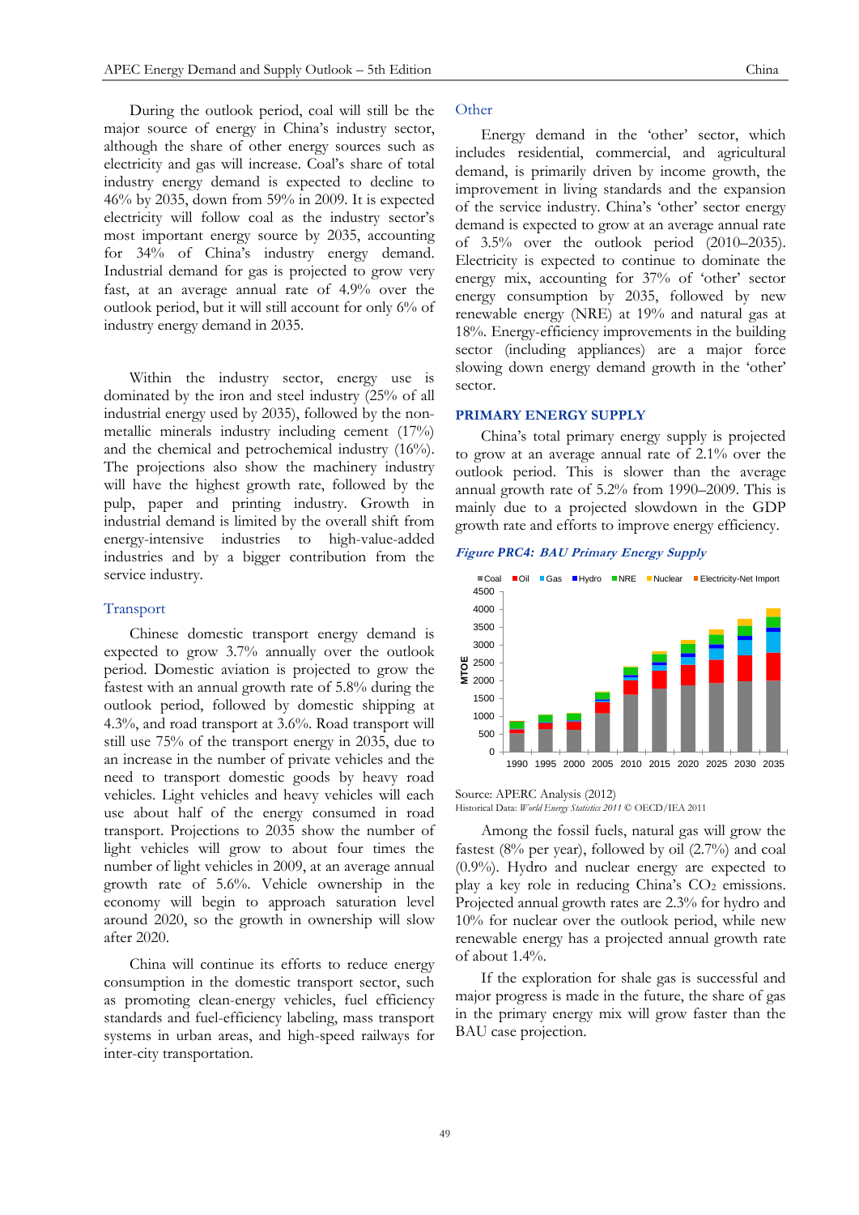During the outlook period, coal will still be the major source of energy in China's industry sector, although the share of other energy sources such as electricity and gas will increase. Coal's share of total industry energy demand is expected to decline to 46% by 2035, down from 59% in 2009. It is expected electricity will follow coal as the industry sector's most important energy source by 2035, accounting for 34% of China's industry energy demand. Industrial demand for gas is projected to grow very fast, at an average annual rate of 4.9% over the outlook period, but it will still account for only 6% of industry energy demand in 2035.

Within the industry sector, energy use is dominated by the iron and steel industry (25% of all industrial energy used by 2035), followed by the non-metallic minerals industry including cement (17%) and the chemical and petrochemical industry (16%). The projections also show the machinery industry will have the highest growth rate, followed by the pulp, paper and printing industry. Growth in industrial demand is limited by the overall shift from energy-intensive industries to high-value-added industries and by a bigger contribution from the service industry.

### Transport

Chinese domestic transport energy demand is expected to grow 3.7% annually over the outlook period. Domestic aviation is projected to grow the fastest with an annual growth rate of 5.8% during the outlook period, followed by domestic shipping at 4.3%, and road transport at 3.6%. Road transport will still use 75% of the transport energy in 2035, due to an increase in the number of private vehicles and the need to transport domestic goods by heavy road vehicles. Light vehicles and heavy vehicles will each use about half of the energy consumed in road transport. Projections to 2035 show the number of light vehicles will grow to about four times the number of light vehicles in 2009, at an average annual growth rate of 5.6%. Vehicle ownership in the economy will begin to approach saturation level around 2020, so the growth in ownership will slow after 2020.

China will continue its efforts to reduce energy consumption in the domestic transport sector, such as promoting clean-energy vehicles, fuel efficiency standards and fuel-efficiency labeling, mass transport systems in urban areas, and high-speed railways for inter-city transportation.

### Other

Energy demand in the 'other' sector, which includes residential, commercial, and agricultural demand, is primarily driven by income growth, the improvement in living standards and the expansion of the service industry. China's 'other' sector energy demand is expected to grow at an average annual rate of 3.5% over the outlook period (2010–2035). Electricity is expected to continue to dominate the energy mix, accounting for 37% of 'other' sector energy consumption by 2035, followed by new renewable energy (NRE) at 19% and natural gas at 18%. Energy-efficiency improvements in the building sector (including appliances) are a major force slowing down energy demand growth in the 'other' sector.

## PRIMARY ENERGY SUPPLY

China's total primary energy supply is projected to grow at an average annual rate of 2.1% over the outlook period. This is slower than the average annual growth rate of 5.2% from 1990–2009. This is mainly due to a projected slowdown in the GDP growth rate and efforts to improve energy efficiency.

***Figure PRC4: BAU Primary Energy Supply***

Legend: Coal, Oil, Gas, Hydro, NRE, Nuclear, Electricity-Net Import. Y-axis: MTOE (0–4500). X-axis: 1990, 1995, 2000, 2005, 2010, 2015, 2020, 2025, 2030, 2035.

Source: APERC Analysis (2012)
Historical Data: *World Energy Statistics 2011* © OECD/IEA 2011

Among the fossil fuels, natural gas will grow the fastest (8% per year), followed by oil (2.7%) and coal (0.9%). Hydro and nuclear energy are expected to play a key role in reducing China's $CO_2$ emissions. Projected annual growth rates are 2.3% for hydro and 10% for nuclear over the outlook period, while new renewable energy has a projected annual growth rate of about 1.4%.

If the exploration for shale gas is successful and major progress is made in the future, the share of gas in the primary energy mix will grow faster than the BAU case projection.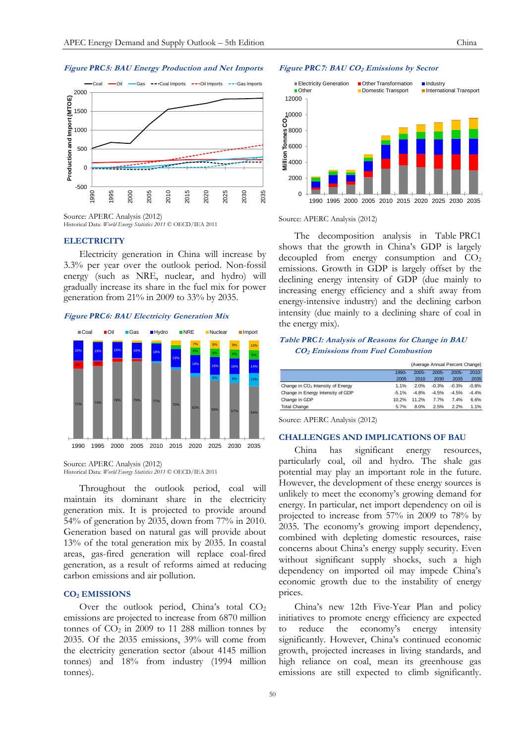*Figure PRC5: BAU Energy Production and Net Imports*

Source: APERC Analysis (2012)
Historical Data: *World Energy Statistics 2011* © OECD/IEA 2011

## ELECTRICITY

Electricity generation in China will increase by 3.3% per year over the outlook period. Non-fossil energy (such as NRE, nuclear, and hydro) will gradually increase its share in the fuel mix for power generation from 21% in 2009 to 33% by 2035.

*Figure PRC6: BAU Electricity Generation Mix*

Source: APERC Analysis (2012)
Historical Data: *World Energy Statistics 2011* © OECD/IEA 2011

Throughout the outlook period, coal will maintain its dominant share in the electricity generation mix. It is projected to provide around 54% of generation by 2035, down from 77% in 2010. Generation based on natural gas will provide about 13% of the total generation mix by 2035. In coastal areas, gas-fired generation will replace coal-fired generation, as a result of reforms aimed at reducing carbon emissions and air pollution.

## $CO_2$ EMISSIONS

Over the outlook period, China's total $CO_2$ emissions are projected to increase from 6870 million tonnes of $CO_2$ in 2009 to 11 288 million tonnes by 2035. Of the 2035 emissions, 39% will come from the electricity generation sector (about 4145 million tonnes) and 18% from industry (1994 million tonnes).

*Figure PRC7: BAU $CO_2$ Emissions by Sector*

Source: APERC Analysis (2012)

The decomposition analysis in Table PRC1 shows that the growth in China's GDP is largely decoupled from energy consumption and $CO_2$ emissions. Growth in GDP is largely offset by the declining energy intensity of GDP (due mainly to increasing energy efficiency and a shift away from energy-intensive industry) and the declining carbon intensity (due mainly to a declining share of coal in the energy mix).

*Table PRC1: Analysis of Reasons for Change in BAU $CO_2$ Emissions from Fuel Combustion*

(Average Annual Percent Change)

| | 1990-2005 | 2005-2010 | 2005-2030 | 2005-2035 | 2010-2035 |
|---|---|---|---|---|---|
| Change in $CO_2$ Intensity of Energy | 1.1% | 2.0% | -0.3% | -0.3% | -0.8% |
| Change in Energy Intensity of GDP | -5.1% | -4.8% | -4.5% | -4.5% | -4.4% |
| Change in GDP | 10.2% | 11.2% | 7.7% | 7.4% | 6.6% |
| Total Change | 5.7% | 8.0% | 2.5% | 2.2% | 1.1% |

Source: APERC Analysis (2012)

## CHALLENGES AND IMPLICATIONS OF BAU

China has significant energy resources, particularly coal, oil and hydro. The shale gas potential may play an important role in the future. However, the development of these energy sources is unlikely to meet the economy's growing demand for energy. In particular, net import dependency on oil is projected to increase from 57% in 2009 to 78% by 2035. The economy's growing import dependency, combined with depleting domestic resources, raise concerns about China's energy supply security. Even without significant supply shocks, such a high dependency on imported oil may impede China's economic growth due to the instability of energy prices.

China's new 12th Five-Year Plan and policy initiatives to promote energy efficiency are expected to reduce the economy's energy intensity significantly. However, China's continued economic growth, projected increases in living standards, and high reliance on coal, mean its greenhouse gas emissions are still expected to climb significantly.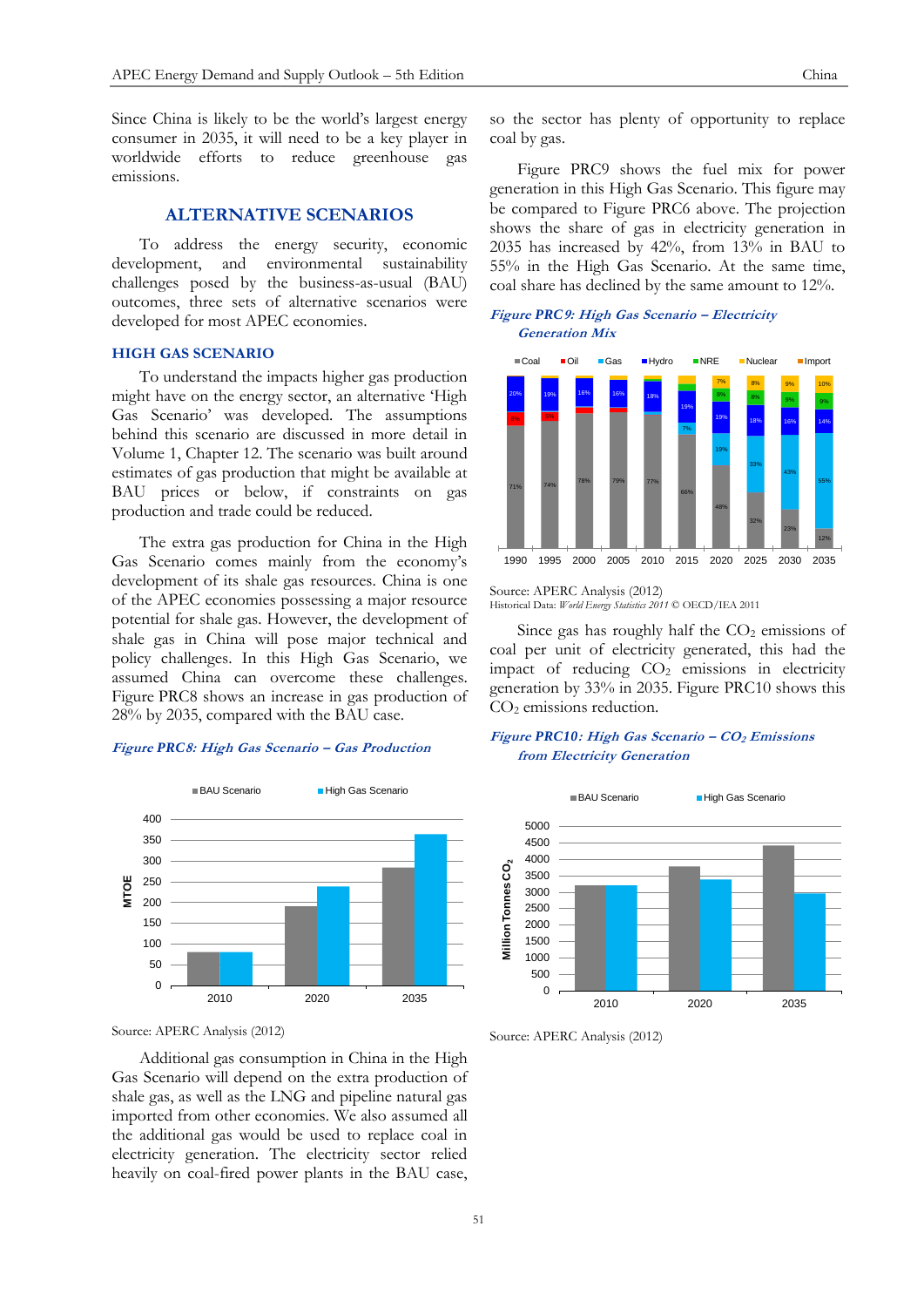Since China is likely to be the world's largest energy consumer in 2035, it will need to be a key player in worldwide efforts to reduce greenhouse gas emissions.

## ALTERNATIVE SCENARIOS

To address the energy security, economic development, and environmental sustainability challenges posed by the business-as-usual (BAU) outcomes, three sets of alternative scenarios were developed for most APEC economies.

### HIGH GAS SCENARIO

To understand the impacts higher gas production might have on the energy sector, an alternative 'High Gas Scenario' was developed. The assumptions behind this scenario are discussed in more detail in Volume 1, Chapter 12. The scenario was built around estimates of gas production that might be available at BAU prices or below, if constraints on gas production and trade could be reduced.

The extra gas production for China in the High Gas Scenario comes mainly from the economy's development of its shale gas resources. China is one of the APEC economies possessing a major resource potential for shale gas. However, the development of shale gas in China will pose major technical and policy challenges. In this High Gas Scenario, we assumed China can overcome these challenges. Figure PRC8 shows an increase in gas production of 28% by 2035, compared with the BAU case.

*Figure PRC8: High Gas Scenario – Gas Production*

Source: APERC Analysis (2012)

Additional gas consumption in China in the High Gas Scenario will depend on the extra production of shale gas, as well as the LNG and pipeline natural gas imported from other economies. We also assumed all the additional gas would be used to replace coal in electricity generation. The electricity sector relied heavily on coal-fired power plants in the BAU case, so the sector has plenty of opportunity to replace coal by gas.

Figure PRC9 shows the fuel mix for power generation in this High Gas Scenario. This figure may be compared to Figure PRC6 above. The projection shows the share of gas in electricity generation in 2035 has increased by 42%, from 13% in BAU to 55% in the High Gas Scenario. At the same time, coal share has declined by the same amount to 12%.

*Figure PRC9: High Gas Scenario – Electricity Generation Mix*

Source: APERC Analysis (2012)
Historical Data: *World Energy Statistics 2011* © OECD/IEA 2011

Since gas has roughly half the $CO_2$ emissions of coal per unit of electricity generated, this had the impact of reducing $CO_2$ emissions in electricity generation by 33% in 2035. Figure PRC10 shows this $CO_2$ emissions reduction.

*Figure PRC10: High Gas Scenario – $CO_2$ Emissions from Electricity Generation*

Source: APERC Analysis (2012)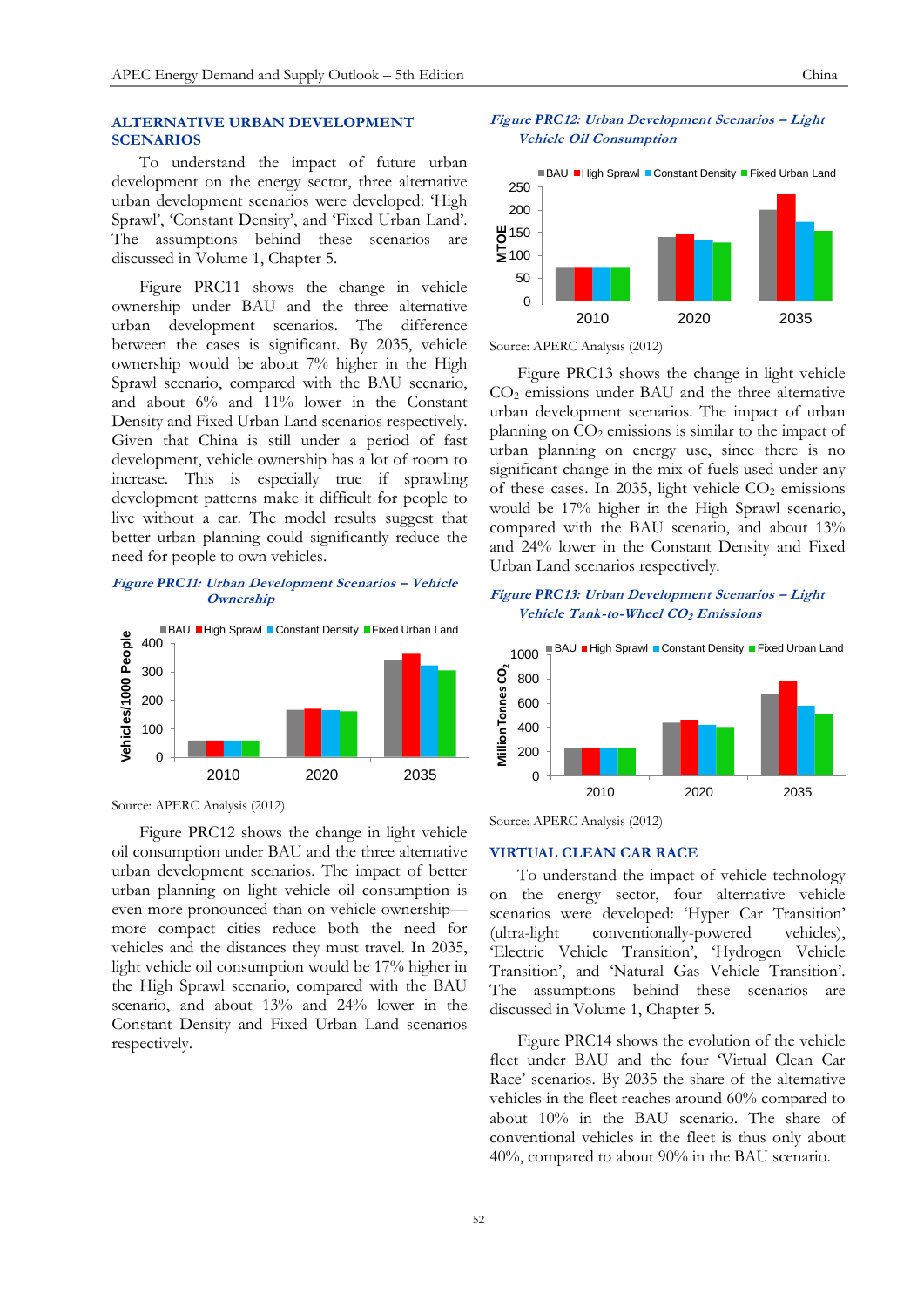## ALTERNATIVE URBAN DEVELOPMENT SCENARIOS

To understand the impact of future urban development on the energy sector, three alternative urban development scenarios were developed: 'High Sprawl', 'Constant Density', and 'Fixed Urban Land'. The assumptions behind these scenarios are discussed in Volume 1, Chapter 5.

Figure PRC11 shows the change in vehicle ownership under BAU and the three alternative urban development scenarios. The difference between the cases is significant. By 2035, vehicle ownership would be about 7% higher in the High Sprawl scenario, compared with the BAU scenario, and about 6% and 11% lower in the Constant Density and Fixed Urban Land scenarios respectively. Given that China is still under a period of fast development, vehicle ownership has a lot of room to increase. This is especially true if sprawling development patterns make it difficult for people to live without a car. The model results suggest that better urban planning could significantly reduce the need for people to own vehicles.

***Figure PRC11: Urban Development Scenarios – Vehicle Ownership***

Source: APERC Analysis (2012)

Figure PRC12 shows the change in light vehicle oil consumption under BAU and the three alternative urban development scenarios. The impact of better urban planning on light vehicle oil consumption is even more pronounced than on vehicle ownership—more compact cities reduce both the need for vehicles and the distances they must travel. In 2035, light vehicle oil consumption would be 17% higher in the High Sprawl scenario, compared with the BAU scenario, and about 13% and 24% lower in the Constant Density and Fixed Urban Land scenarios respectively.

***Figure PRC12: Urban Development Scenarios – Light Vehicle Oil Consumption***

Source: APERC Analysis (2012)

Figure PRC13 shows the change in light vehicle $CO_2$ emissions under BAU and the three alternative urban development scenarios. The impact of urban planning on $CO_2$ emissions is similar to the impact of urban planning on energy use, since there is no significant change in the mix of fuels used under any of these cases. In 2035, light vehicle $CO_2$ emissions would be 17% higher in the High Sprawl scenario, compared with the BAU scenario, and about 13% and 24% lower in the Constant Density and Fixed Urban Land scenarios respectively.

***Figure PRC13: Urban Development Scenarios – Light Vehicle Tank-to-Wheel $CO_2$ Emissions***

Source: APERC Analysis (2012)

## VIRTUAL CLEAN CAR RACE

To understand the impact of vehicle technology on the energy sector, four alternative vehicle scenarios were developed: 'Hyper Car Transition' (ultra-light conventionally-powered vehicles), 'Electric Vehicle Transition', 'Hydrogen Vehicle Transition', and 'Natural Gas Vehicle Transition'. The assumptions behind these scenarios are discussed in Volume 1, Chapter 5.

Figure PRC14 shows the evolution of the vehicle fleet under BAU and the four 'Virtual Clean Car Race' scenarios. By 2035 the share of the alternative vehicles in the fleet reaches around 60% compared to about 10% in the BAU scenario. The share of conventional vehicles in the fleet is thus only about 40%, compared to about 90% in the BAU scenario.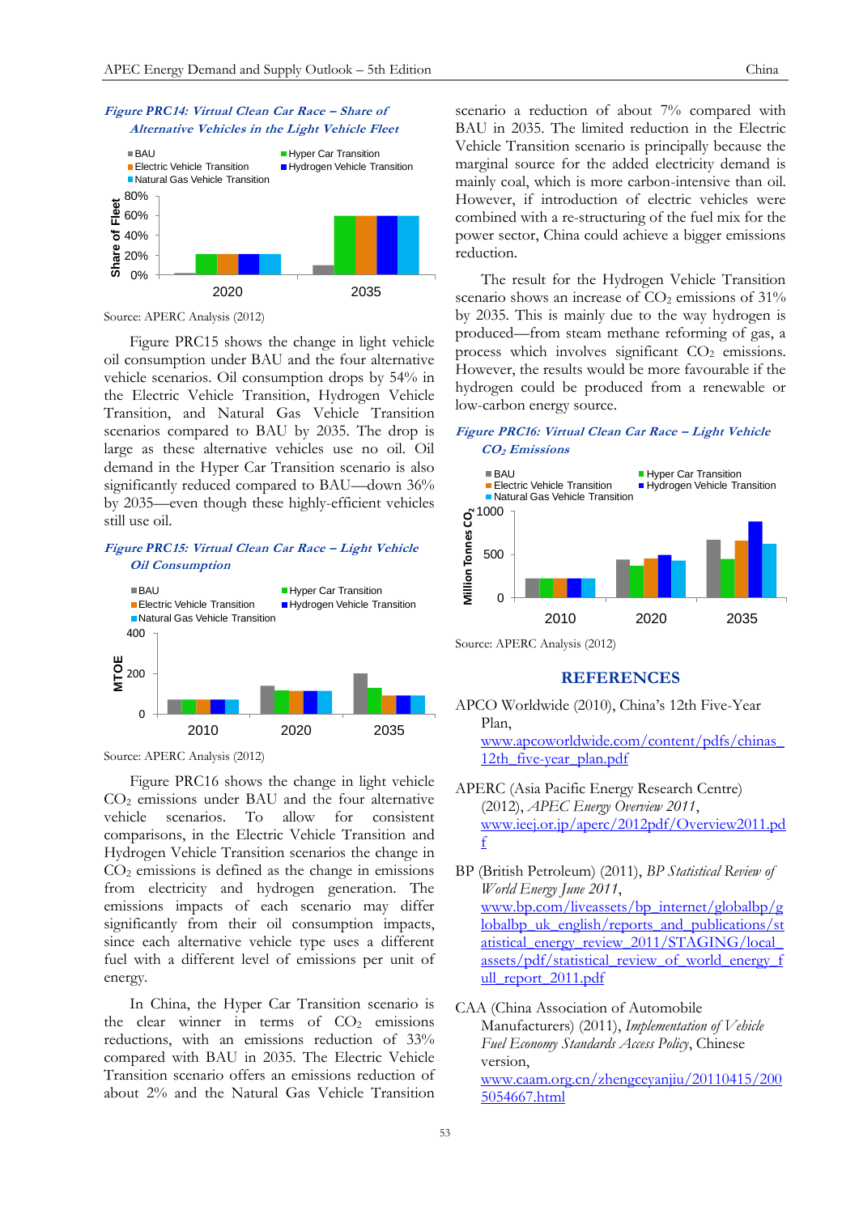*Figure PRC14: Virtual Clean Car Race – Share of Alternative Vehicles in the Light Vehicle Fleet*

Source: APERC Analysis (2012)

Figure PRC15 shows the change in light vehicle oil consumption under BAU and the four alternative vehicle scenarios. Oil consumption drops by 54% in the Electric Vehicle Transition, Hydrogen Vehicle Transition, and Natural Gas Vehicle Transition scenarios compared to BAU by 2035. The drop is large as these alternative vehicles use no oil. Oil demand in the Hyper Car Transition scenario is also significantly reduced compared to BAU—down 36% by 2035—even though these highly-efficient vehicles still use oil.

*Figure PRC15: Virtual Clean Car Race – Light Vehicle Oil Consumption*

Source: APERC Analysis (2012)

Figure PRC16 shows the change in light vehicle $CO_2$ emissions under BAU and the four alternative vehicle scenarios. To allow for consistent comparisons, in the Electric Vehicle Transition and Hydrogen Vehicle Transition scenarios the change in $CO_2$ emissions is defined as the change in emissions from electricity and hydrogen generation. The emissions impacts of each scenario may differ significantly from their oil consumption impacts, since each alternative vehicle type uses a different fuel with a different level of emissions per unit of energy.

In China, the Hyper Car Transition scenario is the clear winner in terms of $CO_2$ emissions reductions, with an emissions reduction of 33% compared with BAU in 2035. The Electric Vehicle Transition scenario offers an emissions reduction of about 2% and the Natural Gas Vehicle Transition scenario a reduction of about 7% compared with BAU in 2035. The limited reduction in the Electric Vehicle Transition scenario is principally because the marginal source for the added electricity demand is mainly coal, which is more carbon-intensive than oil. However, if introduction of electric vehicles were combined with a re-structuring of the fuel mix for the power sector, China could achieve a bigger emissions reduction.

The result for the Hydrogen Vehicle Transition scenario shows an increase of $CO_2$ emissions of 31% by 2035. This is mainly due to the way hydrogen is produced—from steam methane reforming of gas, a process which involves significant $CO_2$ emissions. However, the results would be more favourable if the hydrogen could be produced from a renewable or low-carbon energy source.

*Figure PRC16: Virtual Clean Car Race – Light Vehicle $CO_2$ Emissions*

Source: APERC Analysis (2012)

## REFERENCES

APCO Worldwide (2010), China's 12th Five-Year Plan, www.apcoworldwide.com/content/pdfs/chinas_12th_five-year_plan.pdf

APERC (Asia Pacific Energy Research Centre) (2012), *APEC Energy Overview 2011*, www.ieej.or.jp/aperc/2012pdf/Overview2011.pdf

BP (British Petroleum) (2011), *BP Statistical Review of World Energy June 2011*, www.bp.com/liveassets/bp_internet/globalbp/globalbp_uk_english/reports_and_publications/statistical_energy_review_2011/STAGING/local_assets/pdf/statistical_review_of_world_energy_full_report_2011.pdf

CAA (China Association of Automobile Manufacturers) (2011), *Implementation of Vehicle Fuel Economy Standards Access Policy*, Chinese version, www.caam.org.cn/zhengceyanjiu/20110415/2005054667.html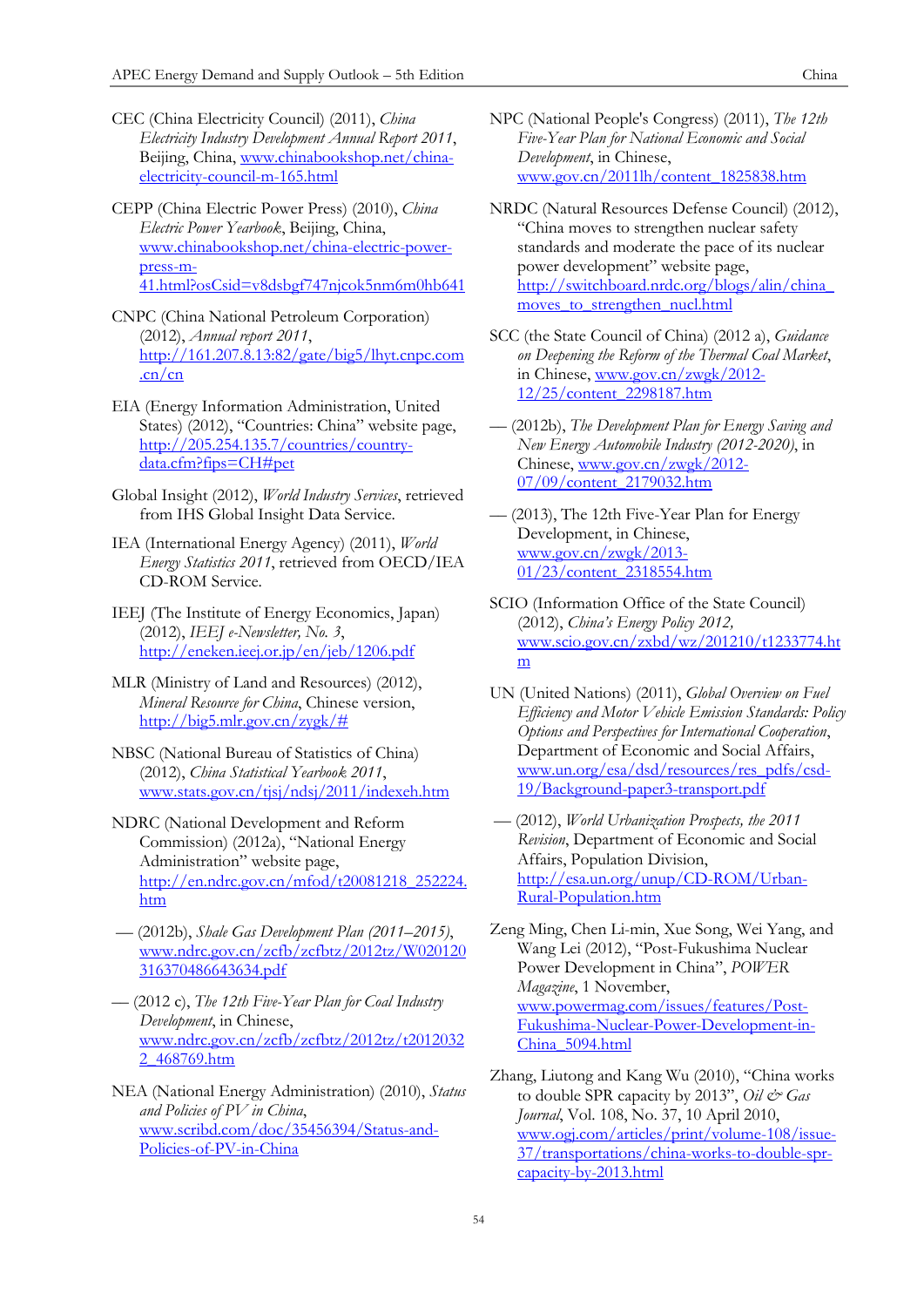CEC (China Electricity Council) (2011), *China Electricity Industry Development Annual Report 2011*, Beijing, China, www.chinabookshop.net/china-electricity-council-m-165.html

CEPP (China Electric Power Press) (2010), *China Electric Power Yearbook*, Beijing, China, www.chinabookshop.net/china-electric-power-press-m-41.html?osCsid=v8dsbgf747njcok5nm6m0hb641

CNPC (China National Petroleum Corporation) (2012), *Annual report 2011*, http://161.207.8.13:82/gate/big5/lhyt.cnpc.com.cn/cn

EIA (Energy Information Administration, United States) (2012), "Countries: China" website page, http://205.254.135.7/countries/country-data.cfm?fips=CH#pet

Global Insight (2012), *World Industry Services*, retrieved from IHS Global Insight Data Service.

IEA (International Energy Agency) (2011), *World Energy Statistics 2011*, retrieved from OECD/IEA CD-ROM Service.

IEEJ (The Institute of Energy Economics, Japan) (2012), *IEEJ e-Newsletter, No. 3*, http://eneken.ieej.or.jp/en/jeb/1206.pdf

MLR (Ministry of Land and Resources) (2012), *Mineral Resource for China*, Chinese version, http://big5.mlr.gov.cn/zygk/#

NBSC (National Bureau of Statistics of China) (2012), *China Statistical Yearbook 2011*, www.stats.gov.cn/tjsj/ndsj/2011/indexeh.htm

NDRC (National Development and Reform Commission) (2012a), "National Energy Administration" website page, http://en.ndrc.gov.cn/mfod/t20081218_252224.htm

— (2012b), *Shale Gas Development Plan (2011–2015)*, www.ndrc.gov.cn/zcfb/zcfbtz/2012tz/W020120316370486643634.pdf

— (2012 c), *The 12th Five-Year Plan for Coal Industry Development*, in Chinese, www.ndrc.gov.cn/zcfb/zcfbtz/2012tz/t20120322_468769.htm

NEA (National Energy Administration) (2010), *Status and Policies of PV in China*, www.scribd.com/doc/35456394/Status-and-Policies-of-PV-in-China

NPC (National People's Congress) (2011), *The 12th Five-Year Plan for National Economic and Social Development*, in Chinese, www.gov.cn/2011lh/content_1825838.htm

NRDC (Natural Resources Defense Council) (2012), "China moves to strengthen nuclear safety standards and moderate the pace of its nuclear power development" website page, http://switchboard.nrdc.org/blogs/alin/china_moves_to_strengthen_nucl.html

SCC (the State Council of China) (2012 a), *Guidance on Deepening the Reform of the Thermal Coal Market*, in Chinese, www.gov.cn/zwgk/2012-12/25/content_2298187.htm

— (2012b), *The Development Plan for Energy Saving and New Energy Automobile Industry (2012-2020)*, in Chinese, www.gov.cn/zwgk/2012-07/09/content_2179032.htm

— (2013), The 12th Five-Year Plan for Energy Development, in Chinese, www.gov.cn/zwgk/2013-01/23/content_2318554.htm

SCIO (Information Office of the State Council) (2012), *China's Energy Policy 2012,* www.scio.gov.cn/zxbd/wz/201210/t1233774.htm

UN (United Nations) (2011), *Global Overview on Fuel Efficiency and Motor Vehicle Emission Standards: Policy Options and Perspectives for International Cooperation*, Department of Economic and Social Affairs, www.un.org/esa/dsd/resources/res_pdfs/csd-19/Background-paper3-transport.pdf

— (2012), *World Urbanization Prospects, the 2011 Revision*, Department of Economic and Social Affairs, Population Division, http://esa.un.org/unup/CD-ROM/Urban-Rural-Population.htm

Zeng Ming, Chen Li-min, Xue Song, Wei Yang, and Wang Lei (2012), "Post-Fukushima Nuclear Power Development in China", *POWER Magazine*, 1 November, www.powermag.com/issues/features/Post-Fukushima-Nuclear-Power-Development-in-China_5094.html

Zhang, Liutong and Kang Wu (2010), "China works to double SPR capacity by 2013", *Oil & Gas Journal*, Vol. 108, No. 37, 10 April 2010, www.ogj.com/articles/print/volume-108/issue-37/transportations/china-works-to-double-spr-capacity-by-2013.html